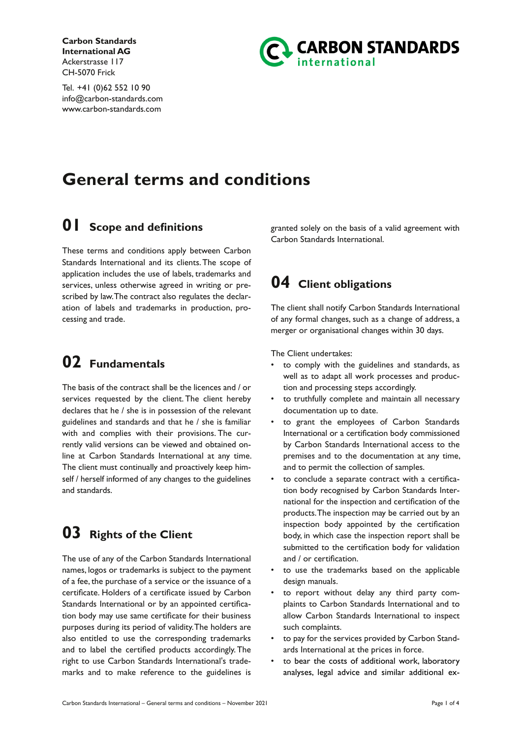**Carbon Standards International AG**
Ackerstrasse 117
CH-5070 Frick

Tel. +41 (0)62 552 10 90
info@carbon-standards.com
www.carbon-standards.com

# General terms and conditions

## 01 Scope and definitions

These terms and conditions apply between Carbon Standards International and its clients. The scope of application includes the use of labels, trademarks and services, unless otherwise agreed in writing or prescribed by law. The contract also regulates the declaration of labels and trademarks in production, processing and trade.

## 02 Fundamentals

The basis of the contract shall be the licences and / or services requested by the client. The client hereby declares that he / she is in possession of the relevant guidelines and standards and that he / she is familiar with and complies with their provisions. The currently valid versions can be viewed and obtained online at Carbon Standards International at any time. The client must continually and proactively keep himself / herself informed of any changes to the guidelines and standards.

## 03 Rights of the Client

The use of any of the Carbon Standards International names, logos or trademarks is subject to the payment of a fee, the purchase of a service or the issuance of a certificate. Holders of a certificate issued by Carbon Standards International or by an appointed certification body may use same certificate for their business purposes during its period of validity. The holders are also entitled to use the corresponding trademarks and to label the certified products accordingly. The right to use Carbon Standards International's trademarks and to make reference to the guidelines is granted solely on the basis of a valid agreement with Carbon Standards International.

## 04 Client obligations

The client shall notify Carbon Standards International of any formal changes, such as a change of address, a merger or organisational changes within 30 days.

The Client undertakes:

- to comply with the guidelines and standards, as well as to adapt all work processes and production and processing steps accordingly.
- to truthfully complete and maintain all necessary documentation up to date.
- to grant the employees of Carbon Standards International or a certification body commissioned by Carbon Standards International access to the premises and to the documentation at any time, and to permit the collection of samples.
- to conclude a separate contract with a certification body recognised by Carbon Standards International for the inspection and certification of the products. The inspection may be carried out by an inspection body appointed by the certification body, in which case the inspection report shall be submitted to the certification body for validation and / or certification.
- to use the trademarks based on the applicable design manuals.
- to report without delay any third party complaints to Carbon Standards International and to allow Carbon Standards International to inspect such complaints.
- to pay for the services provided by Carbon Standards International at the prices in force.
- to bear the costs of additional work, laboratory analyses, legal advice and similar additional ex-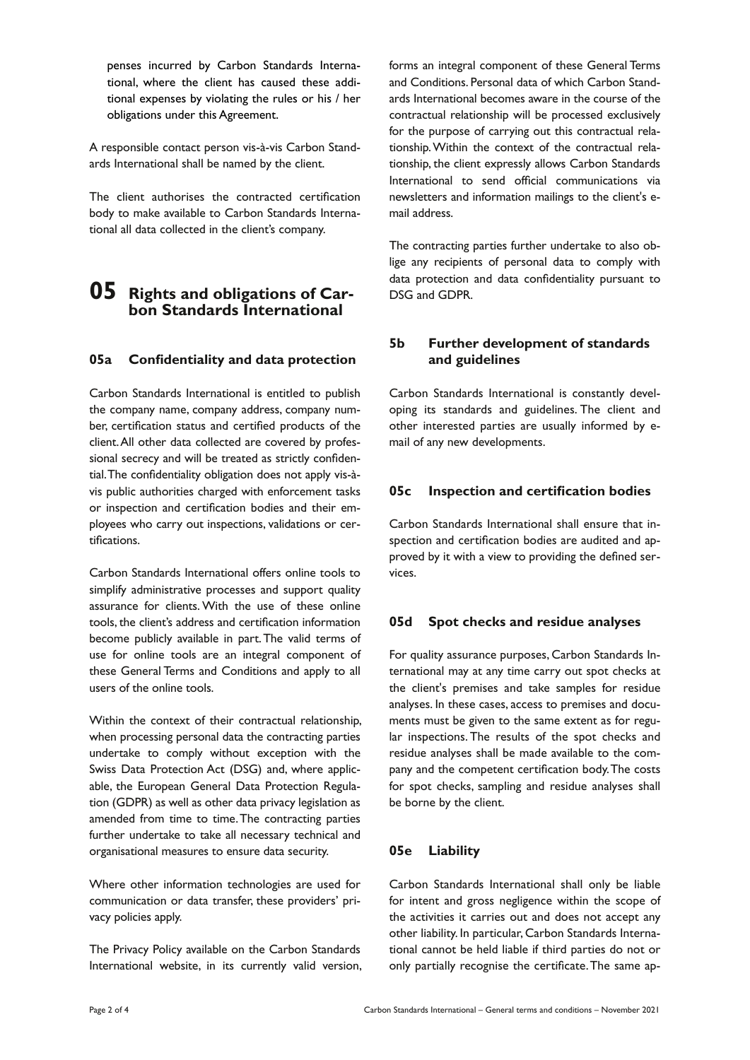penses incurred by Carbon Standards International, where the client has caused these additional expenses by violating the rules or his / her obligations under this Agreement.

A responsible contact person vis-à-vis Carbon Standards International shall be named by the client.

The client authorises the contracted certification body to make available to Carbon Standards International all data collected in the client's company.

# 05 Rights and obligations of Carbon Standards International

## 05a Confidentiality and data protection

Carbon Standards International is entitled to publish the company name, company address, company number, certification status and certified products of the client. All other data collected are covered by professional secrecy and will be treated as strictly confidential. The confidentiality obligation does not apply vis-à-vis public authorities charged with enforcement tasks or inspection and certification bodies and their employees who carry out inspections, validations or certifications.

Carbon Standards International offers online tools to simplify administrative processes and support quality assurance for clients. With the use of these online tools, the client's address and certification information become publicly available in part. The valid terms of use for online tools are an integral component of these General Terms and Conditions and apply to all users of the online tools.

Within the context of their contractual relationship, when processing personal data the contracting parties undertake to comply without exception with the Swiss Data Protection Act (DSG) and, where applicable, the European General Data Protection Regulation (GDPR) as well as other data privacy legislation as amended from time to time. The contracting parties further undertake to take all necessary technical and organisational measures to ensure data security.

Where other information technologies are used for communication or data transfer, these providers' privacy policies apply.

The Privacy Policy available on the Carbon Standards International website, in its currently valid version, forms an integral component of these General Terms and Conditions. Personal data of which Carbon Standards International becomes aware in the course of the contractual relationship will be processed exclusively for the purpose of carrying out this contractual relationship. Within the context of the contractual relationship, the client expressly allows Carbon Standards International to send official communications via newsletters and information mailings to the client's e-mail address.

The contracting parties further undertake to also oblige any recipients of personal data to comply with data protection and data confidentiality pursuant to DSG and GDPR.

## 5b Further development of standards and guidelines

Carbon Standards International is constantly developing its standards and guidelines. The client and other interested parties are usually informed by e-mail of any new developments.

## 05c Inspection and certification bodies

Carbon Standards International shall ensure that inspection and certification bodies are audited and approved by it with a view to providing the defined services.

## 05d Spot checks and residue analyses

For quality assurance purposes, Carbon Standards International may at any time carry out spot checks at the client's premises and take samples for residue analyses. In these cases, access to premises and documents must be given to the same extent as for regular inspections. The results of the spot checks and residue analyses shall be made available to the company and the competent certification body. The costs for spot checks, sampling and residue analyses shall be borne by the client.

## 05e Liability

Carbon Standards International shall only be liable for intent and gross negligence within the scope of the activities it carries out and does not accept any other liability. In particular, Carbon Standards International cannot be held liable if third parties do not or only partially recognise the certificate. The same ap-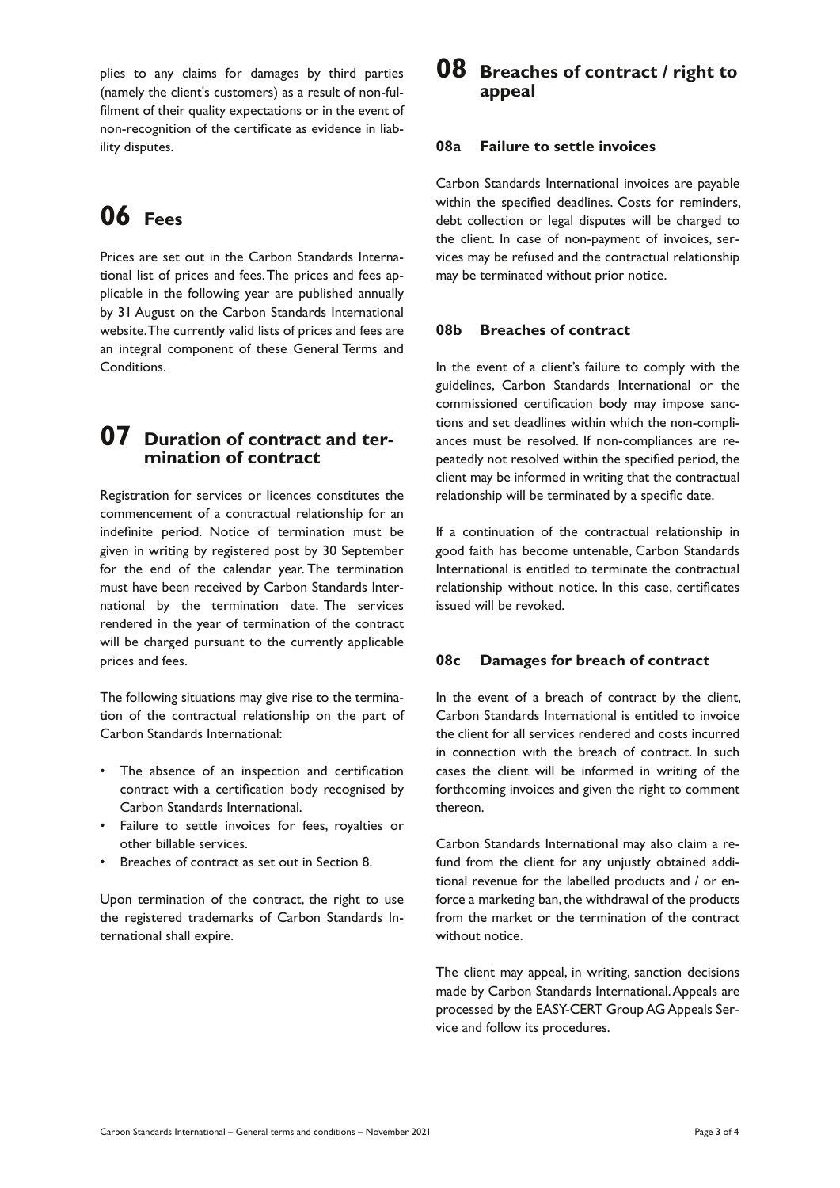plies to any claims for damages by third parties (namely the client's customers) as a result of non-fulfilment of their quality expectations or in the event of non-recognition of the certificate as evidence in liability disputes.

# 06 Fees

Prices are set out in the Carbon Standards International list of prices and fees. The prices and fees applicable in the following year are published annually by 31 August on the Carbon Standards International website. The currently valid lists of prices and fees are an integral component of these General Terms and Conditions.

# 07 Duration of contract and termination of contract

Registration for services or licences constitutes the commencement of a contractual relationship for an indefinite period. Notice of termination must be given in writing by registered post by 30 September for the end of the calendar year. The termination must have been received by Carbon Standards International by the termination date. The services rendered in the year of termination of the contract will be charged pursuant to the currently applicable prices and fees.

The following situations may give rise to the termination of the contractual relationship on the part of Carbon Standards International:

- The absence of an inspection and certification contract with a certification body recognised by Carbon Standards International.
- Failure to settle invoices for fees, royalties or other billable services.
- Breaches of contract as set out in Section 8.

Upon termination of the contract, the right to use the registered trademarks of Carbon Standards International shall expire.

# 08 Breaches of contract / right to appeal

## 08a Failure to settle invoices

Carbon Standards International invoices are payable within the specified deadlines. Costs for reminders, debt collection or legal disputes will be charged to the client. In case of non-payment of invoices, services may be refused and the contractual relationship may be terminated without prior notice.

## 08b Breaches of contract

In the event of a client's failure to comply with the guidelines, Carbon Standards International or the commissioned certification body may impose sanctions and set deadlines within which the non-compliances must be resolved. If non-compliances are repeatedly not resolved within the specified period, the client may be informed in writing that the contractual relationship will be terminated by a specific date.

If a continuation of the contractual relationship in good faith has become untenable, Carbon Standards International is entitled to terminate the contractual relationship without notice. In this case, certificates issued will be revoked.

## 08c Damages for breach of contract

In the event of a breach of contract by the client, Carbon Standards International is entitled to invoice the client for all services rendered and costs incurred in connection with the breach of contract. In such cases the client will be informed in writing of the forthcoming invoices and given the right to comment thereon.

Carbon Standards International may also claim a refund from the client for any unjustly obtained additional revenue for the labelled products and / or enforce a marketing ban, the withdrawal of the products from the market or the termination of the contract without notice.

The client may appeal, in writing, sanction decisions made by Carbon Standards International. Appeals are processed by the EASY-CERT Group AG Appeals Service and follow its procedures.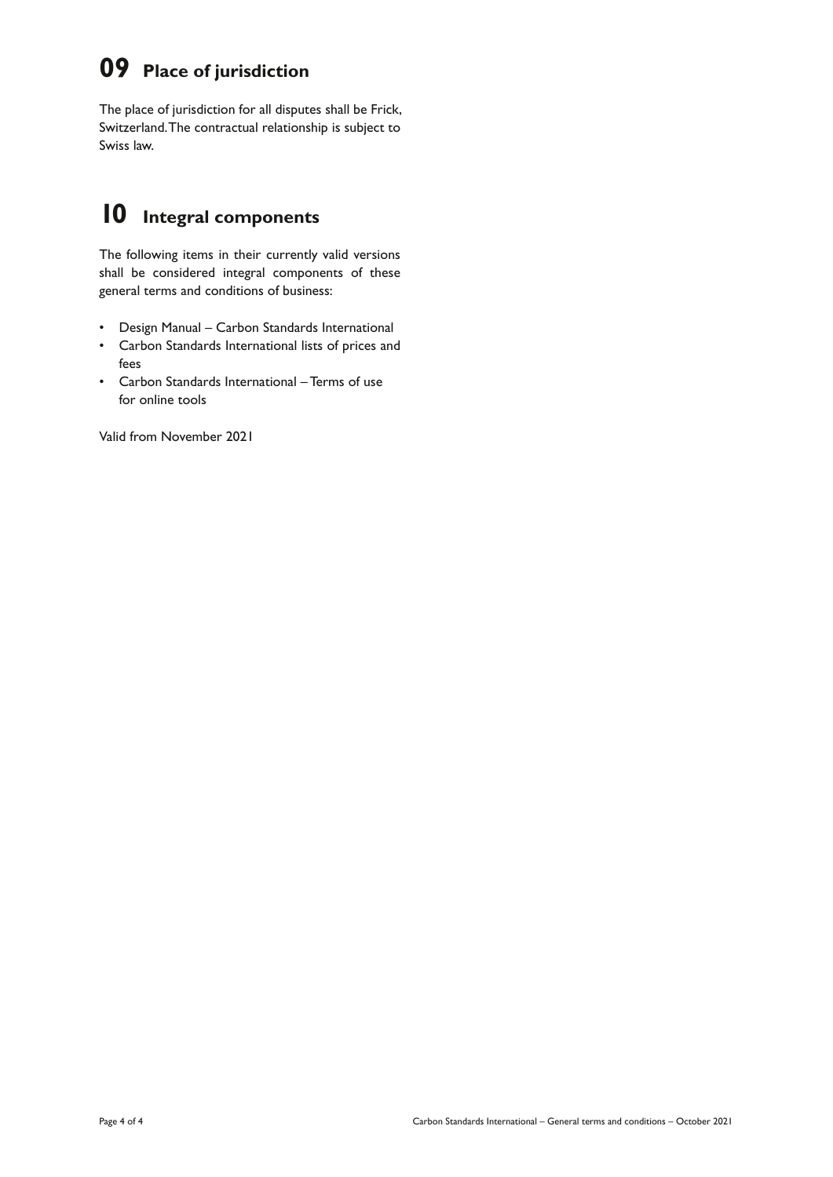## 09 Place of jurisdiction

The place of jurisdiction for all disputes shall be Frick, Switzerland. The contractual relationship is subject to Swiss law.

## 10 Integral components

The following items in their currently valid versions shall be considered integral components of these general terms and conditions of business:

- Design Manual – Carbon Standards International
- Carbon Standards International lists of prices and fees
- Carbon Standards International – Terms of use for online tools

Valid from November 2021